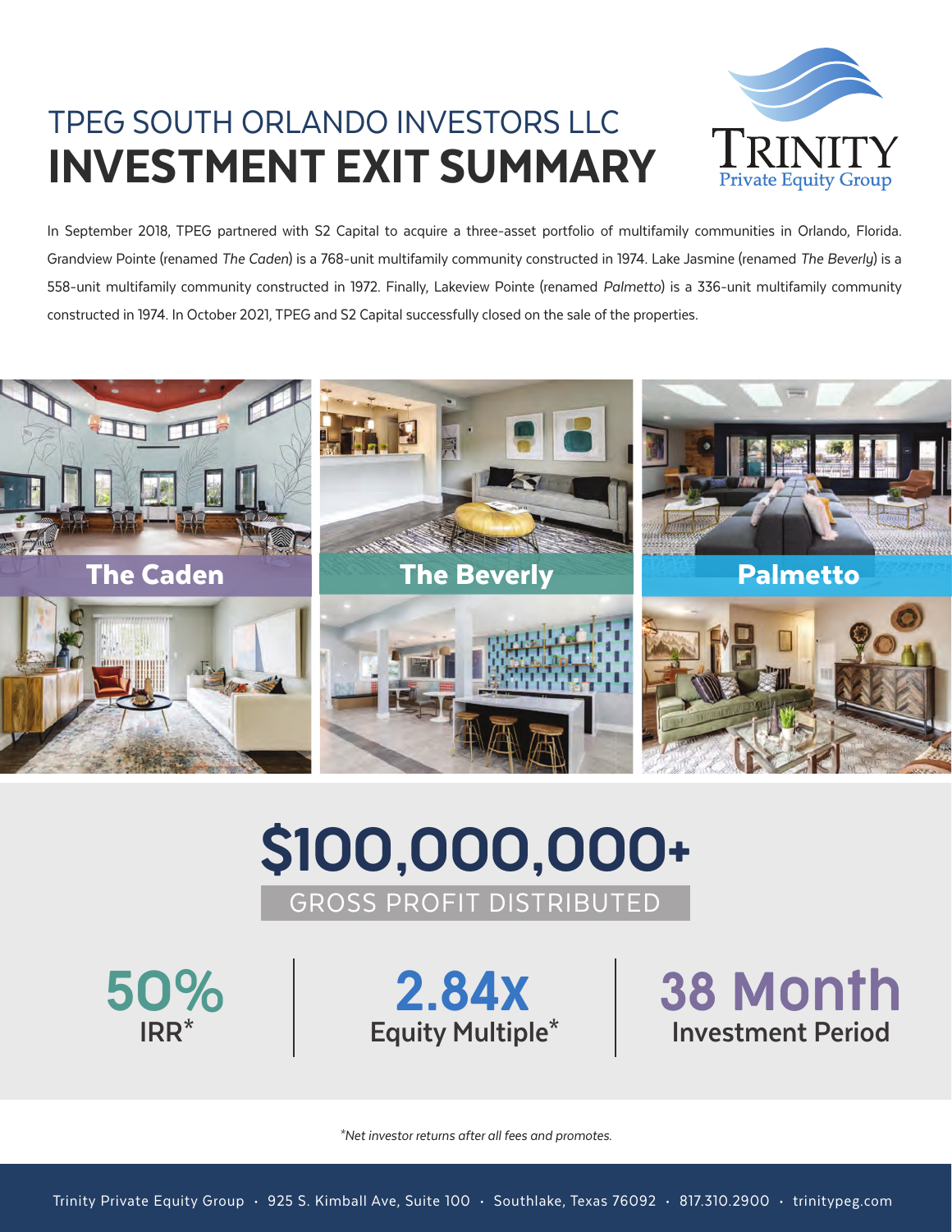# TPEG SOUTH ORLANDO INVESTORS LLC
# INVESTMENT EXIT SUMMARY

Trinity Private Equity Group

In September 2018, TPEG partnered with S2 Capital to acquire a three-asset portfolio of multifamily communities in Orlando, Florida. Grandview Pointe (renamed *The Caden*) is a 768-unit multifamily community constructed in 1974. Lake Jasmine (renamed *The Beverly*) is a 558-unit multifamily community constructed in 1972. Finally, Lakeview Pointe (renamed *Palmetto*) is a 336-unit multifamily community constructed in 1974. In October 2021, TPEG and S2 Capital successfully closed on the sale of the properties.

**The Caden** | **The Beverly** | **Palmetto**

## $100,000,000+
GROSS PROFIT DISTRIBUTED

**50%** IRR*

**2.84x** Equity Multiple*

**38 Month** Investment Period

*Net investor returns after all fees and promotes.*

Trinity Private Equity Group · 925 S. Kimball Ave, Suite 100 · Southlake, Texas 76092 · 817.310.2900 · trinitypeg.com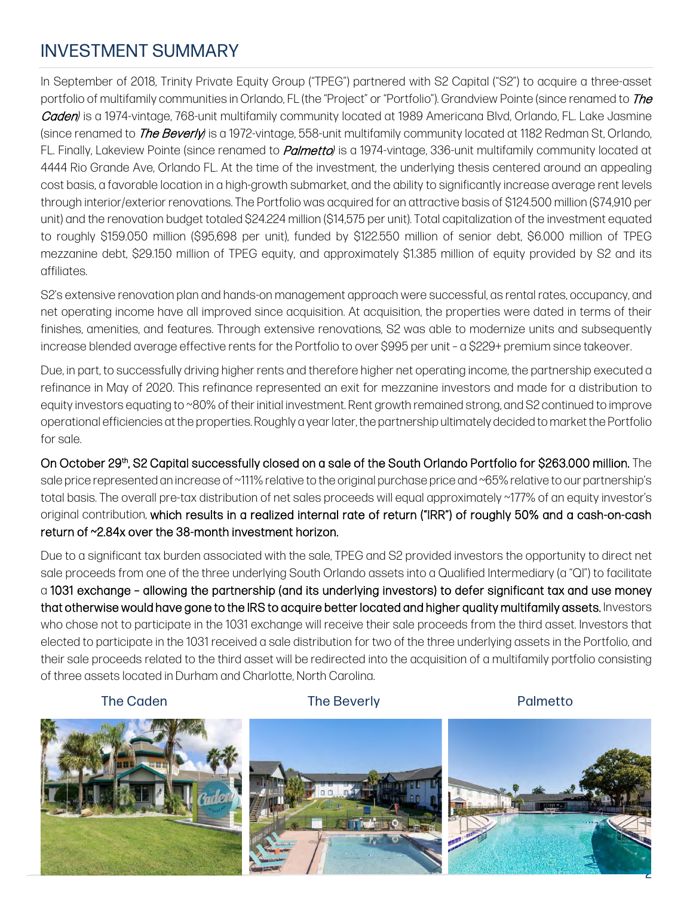# INVESTMENT SUMMARY

In September of 2018, Trinity Private Equity Group ("TPEG") partnered with S2 Capital ("S2") to acquire a three-asset portfolio of multifamily communities in Orlando, FL (the "Project" or "Portfolio"). Grandview Pointe (since renamed to *The Caden*) is a 1974-vintage, 768-unit multifamily community located at 1989 Americana Blvd, Orlando, FL. Lake Jasmine (since renamed to *The Beverly*) is a 1972-vintage, 558-unit multifamily community located at 1182 Redman St, Orlando, FL. Finally, Lakeview Pointe (since renamed to *Palmetto*) is a 1974-vintage, 336-unit multifamily community located at 4444 Rio Grande Ave, Orlando FL. At the time of the investment, the underlying thesis centered around an appealing cost basis, a favorable location in a high-growth submarket, and the ability to significantly increase average rent levels through interior/exterior renovations. The Portfolio was acquired for an attractive basis of $124.500 million ($74,910 per unit) and the renovation budget totaled $24.224 million ($14,575 per unit). Total capitalization of the investment equated to roughly $159.050 million ($95,698 per unit), funded by $122.550 million of senior debt, $6.000 million of TPEG mezzanine debt, $29.150 million of TPEG equity, and approximately $1.385 million of equity provided by S2 and its affiliates.

S2's extensive renovation plan and hands-on management approach were successful, as rental rates, occupancy, and net operating income have all improved since acquisition. At acquisition, the properties were dated in terms of their finishes, amenities, and features. Through extensive renovations, S2 was able to modernize units and subsequently increase blended average effective rents for the Portfolio to over $995 per unit – a $229+ premium since takeover.

Due, in part, to successfully driving higher rents and therefore higher net operating income, the partnership executed a refinance in May of 2020. This refinance represented an exit for mezzanine investors and made for a distribution to equity investors equating to ~80% of their initial investment. Rent growth remained strong, and S2 continued to improve operational efficiencies at the properties. Roughly a year later, the partnership ultimately decided to market the Portfolio for sale.

On October 29th, S2 Capital successfully closed on a sale of the South Orlando Portfolio for $263.000 million. The sale price represented an increase of ~111% relative to the original purchase price and ~65% relative to our partnership's total basis. The overall pre-tax distribution of net sales proceeds will equal approximately ~177% of an equity investor's original contribution, which results in a realized internal rate of return ("IRR") of roughly 50% and a cash-on-cash return of ~2.84x over the 38-month investment horizon.

Due to a significant tax burden associated with the sale, TPEG and S2 provided investors the opportunity to direct net sale proceeds from one of the three underlying South Orlando assets into a Qualified Intermediary (a "QI") to facilitate a 1031 exchange – allowing the partnership (and its underlying investors) to defer significant tax and use money that otherwise would have gone to the IRS to acquire better located and higher quality multifamily assets. Investors who chose not to participate in the 1031 exchange will receive their sale proceeds from the third asset. Investors that elected to participate in the 1031 received a sale distribution for two of the three underlying assets in the Portfolio, and their sale proceeds related to the third asset will be redirected into the acquisition of a multifamily portfolio consisting of three assets located in Durham and Charlotte, North Carolina.

The Caden | The Beverly | Palmetto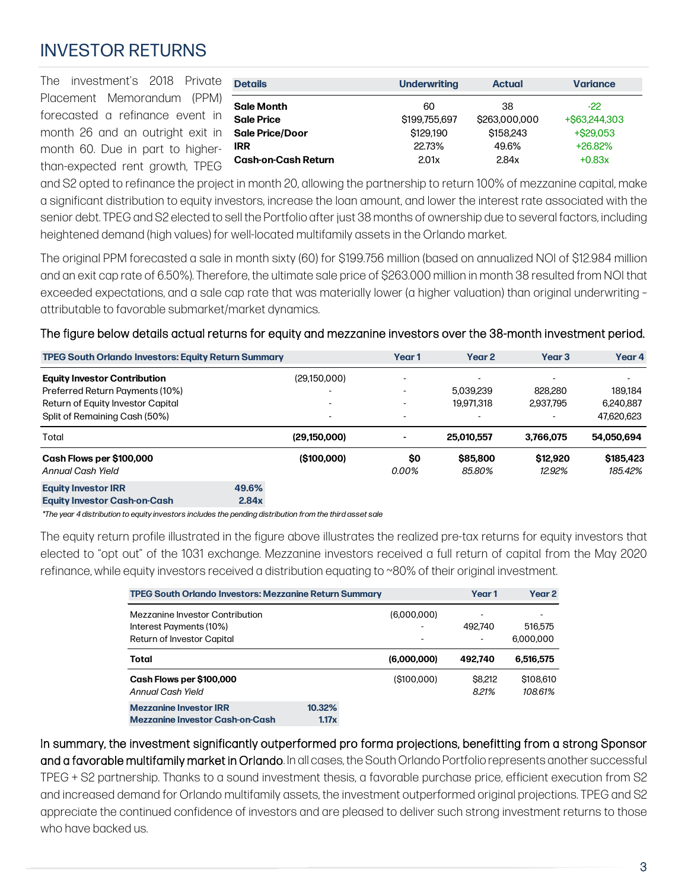# INVESTOR RETURNS

| Details | Underwriting | Actual | Variance |
|---|---|---|---|
| **Sale Month** | 60 | 38 | -22 |
| **Sale Price** | $199,755,697 | $263,000,000 | +$63,244,303 |
| **Sale Price/Door** | $129,190 | $158,243 | +$29,053 |
| **IRR** | 22.73% | 49.6% | +26.82% |
| **Cash-on-Cash Return** | 2.01x | 2.84x | +0.83x |

The investment's 2018 Private Placement Memorandum (PPM) forecasted a refinance event in month 26 and an outright exit in month 60. Due in part to higher-than-expected rent growth, TPEG and S2 opted to refinance the project in month 20, allowing the partnership to return 100% of mezzanine capital, make a significant distribution to equity investors, increase the loan amount, and lower the interest rate associated with the senior debt. TPEG and S2 elected to sell the Portfolio after just 38 months of ownership due to several factors, including heightened demand (high values) for well-located multifamily assets in the Orlando market.

The original PPM forecasted a sale in month sixty (60) for $199.756 million (based on annualized NOI of $12.984 million and an exit cap rate of 6.50%). Therefore, the ultimate sale price of $263.000 million in month 38 resulted from NOI that exceeded expectations, and a sale cap rate that was materially lower (a higher valuation) than original underwriting – attributable to favorable submarket/market dynamics.

The figure below details actual returns for equity and mezzanine investors over the 38-month investment period.

| TPEG South Orlando Investors: Equity Return Summary | | | Year 1 | Year 2 | Year 3 | Year 4 |
|---|---|---|---|---|---|---|
| **Equity Investor Contribution** | | (29,150,000) | - | - | - | - |
| Preferred Return Payments (10%) | | - | - | 5,039,239 | 828,280 | 189,184 |
| Return of Equity Investor Capital | | - | - | 19,971,318 | 2,937,795 | 6,240,887 |
| Split of Remaining Cash (50%) | | - | - | - | - | 47,620,623 |
| Total | | **(29,150,000)** | **-** | **25,010,557** | **3,766,075** | **54,050,694** |
| **Cash Flows per $100,000** | | **($100,000)** | **$0** | **$85,800** | **$12,920** | **$185,423** |
| *Annual Cash Yield* | | | *0.00%* | *85.80%* | *12.92%* | *185.42%* |
| **Equity Investor IRR** | **49.6%** | | | | | |
| **Equity Investor Cash-on-Cash** | **2.84x** | | | | | |

*\*The year 4 distribution to equity investors includes the pending distribution from the third asset sale*

The equity return profile illustrated in the figure above illustrates the realized pre-tax returns for equity investors that elected to "opt out" of the 1031 exchange. Mezzanine investors received a full return of capital from the May 2020 refinance, while equity investors received a distribution equating to ~80% of their original investment.

| TPEG South Orlando Investors: Mezzanine Return Summary | | | Year 1 | Year 2 |
|---|---|---|---|---|
| Mezzanine Investor Contribution | | (6,000,000) | - | - |
| Interest Payments (10%) | | - | 492,740 | 516,575 |
| Return of Investor Capital | | - | - | 6,000,000 |
| **Total** | | **(6,000,000)** | **492,740** | **6,516,575** |
| **Cash Flows per $100,000** | | ($100,000) | $8,212 | $108,610 |
| *Annual Cash Yield* | | | *8.21%* | *108.61%* |
| **Mezzanine Investor IRR** | **10.32%** | | | |
| **Mezzanine Investor Cash-on-Cash** | **1.17x** | | | |

In summary, the investment significantly outperformed pro forma projections, benefitting from a strong Sponsor and a favorable multifamily market in Orlando. In all cases, the South Orlando Portfolio represents another successful TPEG + S2 partnership. Thanks to a sound investment thesis, a favorable purchase price, efficient execution from S2 and increased demand for Orlando multifamily assets, the investment outperformed original projections. TPEG and S2 appreciate the continued confidence of investors and are pleased to deliver such strong investment returns to those who have backed us.